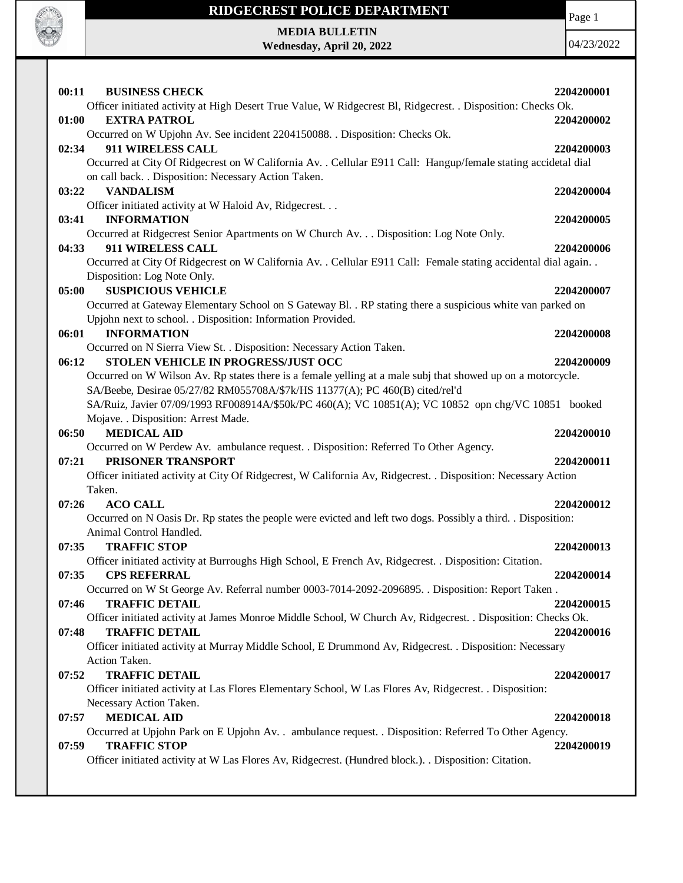# RIDGECREST POLICE DEPARTMENT

**MEDIA BULLETIN**
**Wednesday, April 20, 2022**

04/23/2022

**00:11 BUSINESS CHECK** **2204200001**
Officer initiated activity at High Desert True Value, W Ridgecrest Bl, Ridgecrest. . Disposition: Checks Ok.

**01:00 EXTRA PATROL** **2204200002**
Occurred on W Upjohn Av. See incident 2204150088. . Disposition: Checks Ok.

**02:34 911 WIRELESS CALL** **2204200003**
Occurred at City Of Ridgecrest on W California Av. . Cellular E911 Call: Hangup/female stating accidetal dial on call back. . Disposition: Necessary Action Taken.

**03:22 VANDALISM** **2204200004**
Officer initiated activity at W Haloid Av, Ridgecrest. . .

**03:41 INFORMATION** **2204200005**
Occurred at Ridgecrest Senior Apartments on W Church Av. . . Disposition: Log Note Only.

**04:33 911 WIRELESS CALL** **2204200006**
Occurred at City Of Ridgecrest on W California Av. . Cellular E911 Call: Female stating accidental dial again. . Disposition: Log Note Only.

**05:00 SUSPICIOUS VEHICLE** **2204200007**
Occurred at Gateway Elementary School on S Gateway Bl. . RP stating there a suspicious white van parked on Upjohn next to school. . Disposition: Information Provided.

**06:01 INFORMATION** **2204200008**
Occurred on N Sierra View St. . Disposition: Necessary Action Taken.

**06:12 STOLEN VEHICLE IN PROGRESS/JUST OCC** **2204200009**
Occurred on W Wilson Av. Rp states there is a female yelling at a male subj that showed up on a motorcycle.
SA/Beebe, Desirae 05/27/82 RM055708A/$7k/HS 11377(A); PC 460(B) cited/rel'd
SA/Ruiz, Javier 07/09/1993 RF008914A/$50k/PC 460(A); VC 10851(A); VC 10852 opn chg/VC 10851 booked Mojave. . Disposition: Arrest Made.

**06:50 MEDICAL AID** **2204200010**
Occurred on W Perdew Av. ambulance request. . Disposition: Referred To Other Agency.

**07:21 PRISONER TRANSPORT** **2204200011**
Officer initiated activity at City Of Ridgecrest, W California Av, Ridgecrest. . Disposition: Necessary Action Taken.

**07:26 ACO CALL** **2204200012**
Occurred on N Oasis Dr. Rp states the people were evicted and left two dogs. Possibly a third. . Disposition: Animal Control Handled.

**07:35 TRAFFIC STOP** **2204200013**
Officer initiated activity at Burroughs High School, E French Av, Ridgecrest. . Disposition: Citation.

**07:35 CPS REFERRAL** **2204200014**
Occurred on W St George Av. Referral number 0003-7014-2092-2096895. . Disposition: Report Taken .

**07:46 TRAFFIC DETAIL** **2204200015**
Officer initiated activity at James Monroe Middle School, W Church Av, Ridgecrest. . Disposition: Checks Ok.

**07:48 TRAFFIC DETAIL** **2204200016**
Officer initiated activity at Murray Middle School, E Drummond Av, Ridgecrest. . Disposition: Necessary Action Taken.

**07:52 TRAFFIC DETAIL** **2204200017**
Officer initiated activity at Las Flores Elementary School, W Las Flores Av, Ridgecrest. . Disposition: Necessary Action Taken.

**07:57 MEDICAL AID** **2204200018**
Occurred at Upjohn Park on E Upjohn Av. . ambulance request. . Disposition: Referred To Other Agency.

**07:59 TRAFFIC STOP** **2204200019**
Officer initiated activity at W Las Flores Av, Ridgecrest. (Hundred block.). . Disposition: Citation.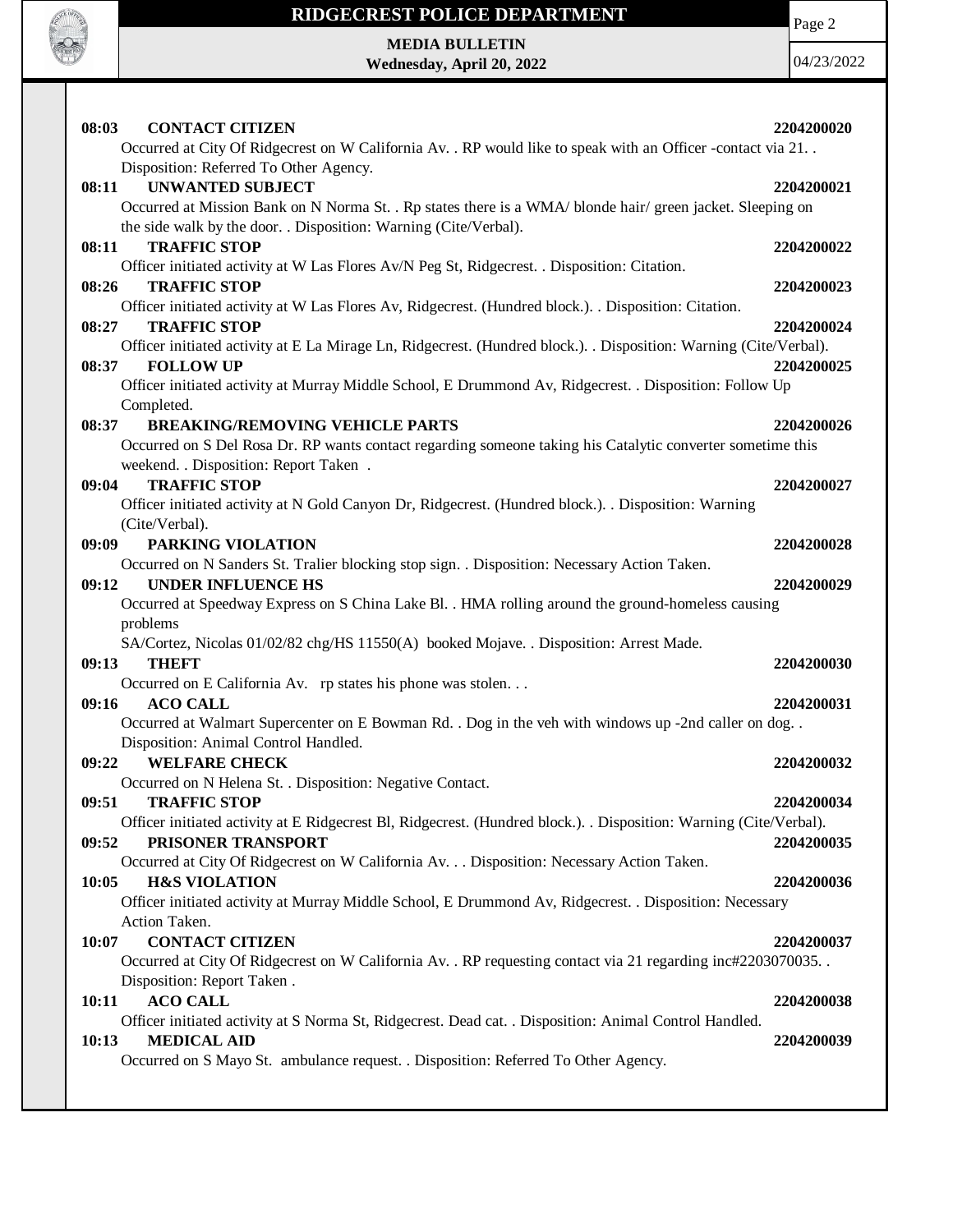**08:03 CONTACT CITIZEN** 2204200020

Occurred at City Of Ridgecrest on W California Av. . RP would like to speak with an Officer -contact via 21. . Disposition: Referred To Other Agency.

**08:11 UNWANTED SUBJECT** 2204200021

Occurred at Mission Bank on N Norma St. . Rp states there is a WMA/ blonde hair/ green jacket. Sleeping on the side walk by the door. . Disposition: Warning (Cite/Verbal).

**08:11 TRAFFIC STOP** 2204200022

Officer initiated activity at W Las Flores Av/N Peg St, Ridgecrest. . Disposition: Citation.

**08:26 TRAFFIC STOP** 2204200023

Officer initiated activity at W Las Flores Av, Ridgecrest. (Hundred block.). . Disposition: Citation.

**08:27 TRAFFIC STOP** 2204200024

Officer initiated activity at E La Mirage Ln, Ridgecrest. (Hundred block.). . Disposition: Warning (Cite/Verbal).

**08:37 FOLLOW UP** 2204200025

Officer initiated activity at Murray Middle School, E Drummond Av, Ridgecrest. . Disposition: Follow Up Completed.

**08:37 BREAKING/REMOVING VEHICLE PARTS** 2204200026

Occurred on S Del Rosa Dr. RP wants contact regarding someone taking his Catalytic converter sometime this weekend. . Disposition: Report Taken .

**09:04 TRAFFIC STOP** 2204200027

Officer initiated activity at N Gold Canyon Dr, Ridgecrest. (Hundred block.). . Disposition: Warning (Cite/Verbal).

**09:09 PARKING VIOLATION** 2204200028

Occurred on N Sanders St. Tralier blocking stop sign. . Disposition: Necessary Action Taken.

**09:12 UNDER INFLUENCE HS** 2204200029

Occurred at Speedway Express on S China Lake Bl. . HMA rolling around the ground-homeless causing problems
SA/Cortez, Nicolas 01/02/82 chg/HS 11550(A) booked Mojave. . Disposition: Arrest Made.

**09:13 THEFT** 2204200030

Occurred on E California Av. rp states his phone was stolen. . .

**09:16 ACO CALL** 2204200031

Occurred at Walmart Supercenter on E Bowman Rd. . Dog in the veh with windows up -2nd caller on dog. . Disposition: Animal Control Handled.

**09:22 WELFARE CHECK** 2204200032

Occurred on N Helena St. . Disposition: Negative Contact.

**09:51 TRAFFIC STOP** 2204200034

Officer initiated activity at E Ridgecrest Bl, Ridgecrest. (Hundred block.). . Disposition: Warning (Cite/Verbal).

**09:52 PRISONER TRANSPORT** 2204200035

Occurred at City Of Ridgecrest on W California Av. . . Disposition: Necessary Action Taken.

**10:05 H&S VIOLATION** 2204200036

Officer initiated activity at Murray Middle School, E Drummond Av, Ridgecrest. . Disposition: Necessary Action Taken.

**10:07 CONTACT CITIZEN** 2204200037

Occurred at City Of Ridgecrest on W California Av. . RP requesting contact via 21 regarding inc#2203070035. . Disposition: Report Taken .

**10:11 ACO CALL** 2204200038

Officer initiated activity at S Norma St, Ridgecrest. Dead cat. . Disposition: Animal Control Handled.

**10:13 MEDICAL AID** 2204200039

Occurred on S Mayo St. ambulance request. . Disposition: Referred To Other Agency.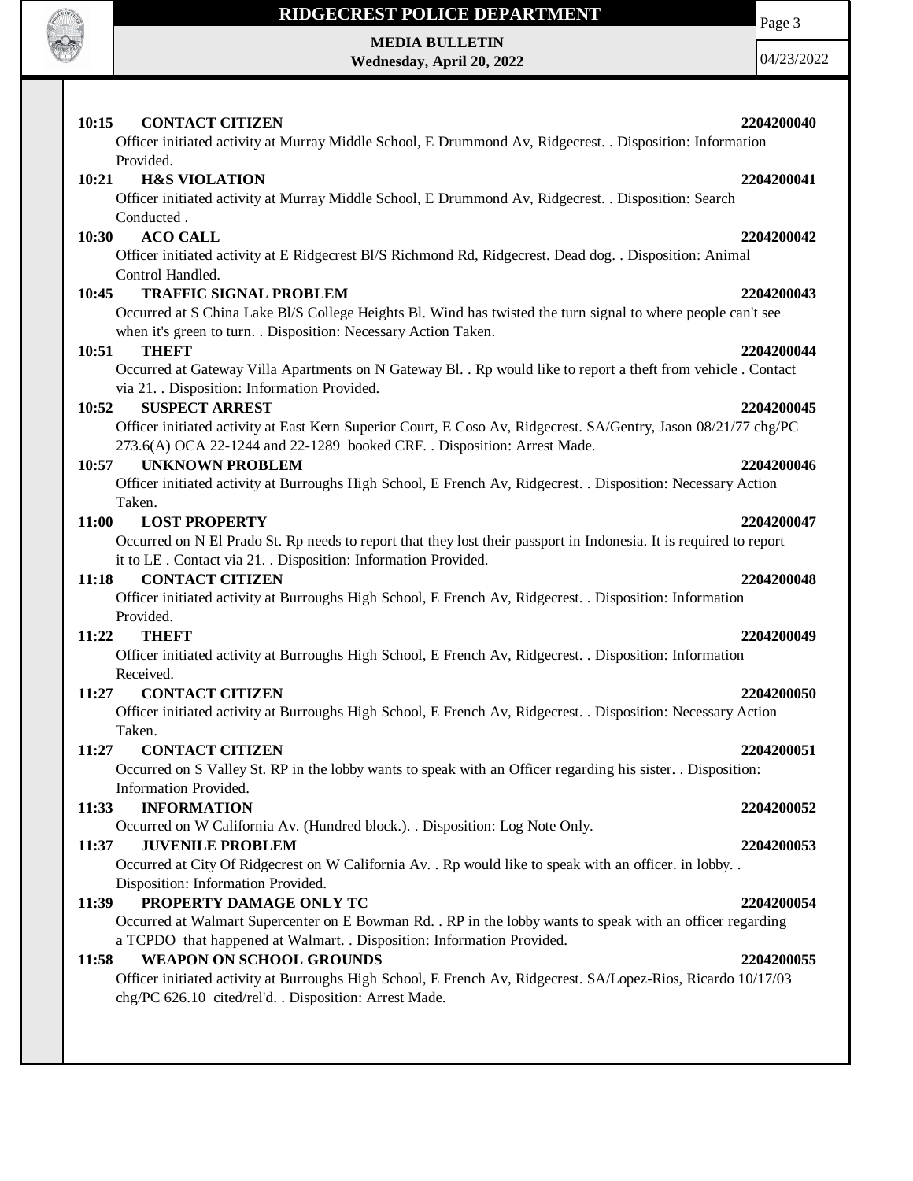**10:15 CONTACT CITIZEN** **2204200040**
Officer initiated activity at Murray Middle School, E Drummond Av, Ridgecrest. . Disposition: Information Provided.

**10:21 H&S VIOLATION** **2204200041**
Officer initiated activity at Murray Middle School, E Drummond Av, Ridgecrest. . Disposition: Search Conducted .

**10:30 ACO CALL** **2204200042**
Officer initiated activity at E Ridgecrest Bl/S Richmond Rd, Ridgecrest. Dead dog. . Disposition: Animal Control Handled.

**10:45 TRAFFIC SIGNAL PROBLEM** **2204200043**
Occurred at S China Lake Bl/S College Heights Bl. Wind has twisted the turn signal to where people can't see when it's green to turn. . Disposition: Necessary Action Taken.

**10:51 THEFT** **2204200044**
Occurred at Gateway Villa Apartments on N Gateway Bl. . Rp would like to report a theft from vehicle . Contact via 21. . Disposition: Information Provided.

**10:52 SUSPECT ARREST** **2204200045**
Officer initiated activity at East Kern Superior Court, E Coso Av, Ridgecrest. SA/Gentry, Jason 08/21/77 chg/PC 273.6(A) OCA 22-1244 and 22-1289 booked CRF. . Disposition: Arrest Made.

**10:57 UNKNOWN PROBLEM** **2204200046**
Officer initiated activity at Burroughs High School, E French Av, Ridgecrest. . Disposition: Necessary Action Taken.

**11:00 LOST PROPERTY** **2204200047**
Occurred on N El Prado St. Rp needs to report that they lost their passport in Indonesia. It is required to report it to LE . Contact via 21. . Disposition: Information Provided.

**11:18 CONTACT CITIZEN** **2204200048**
Officer initiated activity at Burroughs High School, E French Av, Ridgecrest. . Disposition: Information Provided.

**11:22 THEFT** **2204200049**
Officer initiated activity at Burroughs High School, E French Av, Ridgecrest. . Disposition: Information Received.

**11:27 CONTACT CITIZEN** **2204200050**
Officer initiated activity at Burroughs High School, E French Av, Ridgecrest. . Disposition: Necessary Action Taken.

**11:27 CONTACT CITIZEN** **2204200051**
Occurred on S Valley St. RP in the lobby wants to speak with an Officer regarding his sister. . Disposition: Information Provided.

**11:33 INFORMATION** **2204200052**
Occurred on W California Av. (Hundred block.). . Disposition: Log Note Only.

**11:37 JUVENILE PROBLEM** **2204200053**
Occurred at City Of Ridgecrest on W California Av. . Rp would like to speak with an officer. in lobby. . Disposition: Information Provided.

**11:39 PROPERTY DAMAGE ONLY TC** **2204200054**
Occurred at Walmart Supercenter on E Bowman Rd. . RP in the lobby wants to speak with an officer regarding a TCPDO that happened at Walmart. . Disposition: Information Provided.

**11:58 WEAPON ON SCHOOL GROUNDS** **2204200055**
Officer initiated activity at Burroughs High School, E French Av, Ridgecrest. SA/Lopez-Rios, Ricardo 10/17/03 chg/PC 626.10 cited/rel'd. . Disposition: Arrest Made.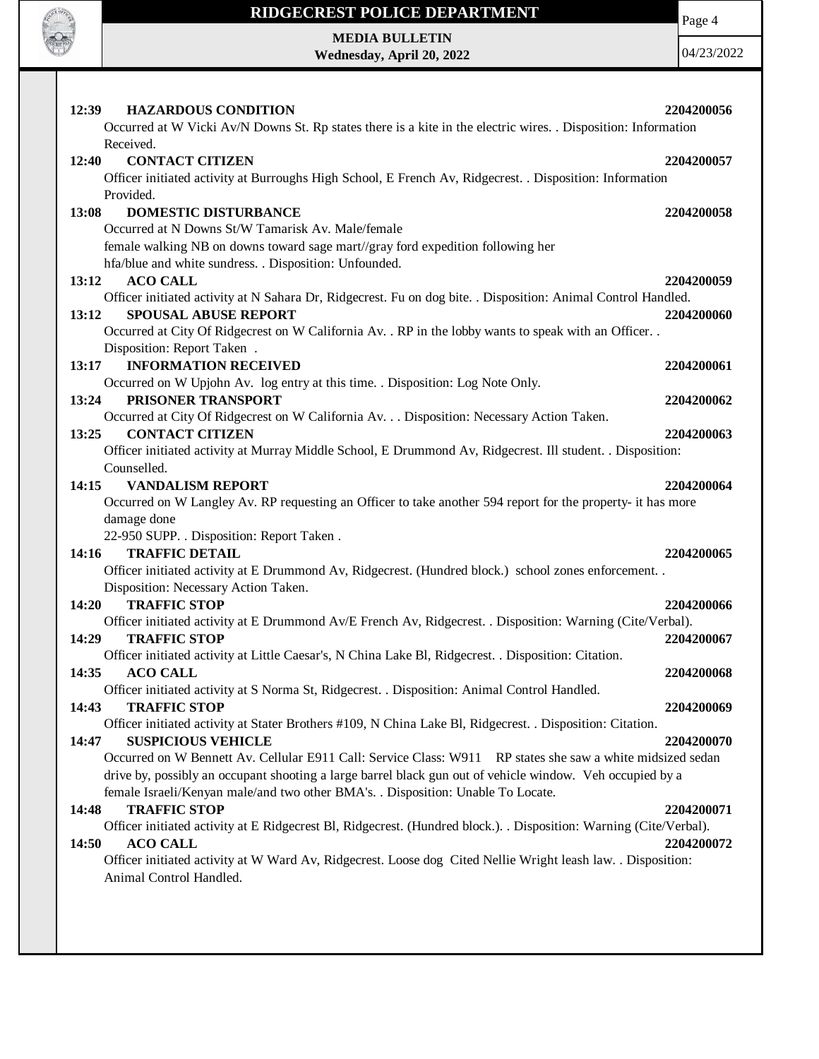**12:39 HAZARDOUS CONDITION 2204200056**

Occurred at W Vicki Av/N Downs St. Rp states there is a kite in the electric wires. . Disposition: Information Received.

**12:40 CONTACT CITIZEN 2204200057**

Officer initiated activity at Burroughs High School, E French Av, Ridgecrest. . Disposition: Information Provided.

**13:08 DOMESTIC DISTURBANCE 2204200058**

Occurred at N Downs St/W Tamarisk Av. Male/female
female walking NB on downs toward sage mart//gray ford expedition following her
hfa/blue and white sundress. . Disposition: Unfounded.

**13:12 ACO CALL 2204200059**

Officer initiated activity at N Sahara Dr, Ridgecrest. Fu on dog bite. . Disposition: Animal Control Handled.

**13:12 SPOUSAL ABUSE REPORT 2204200060**

Occurred at City Of Ridgecrest on W California Av. . RP in the lobby wants to speak with an Officer. . Disposition: Report Taken .

**13:17 INFORMATION RECEIVED 2204200061**

Occurred on W Upjohn Av. log entry at this time. . Disposition: Log Note Only.

**13:24 PRISONER TRANSPORT 2204200062**

Occurred at City Of Ridgecrest on W California Av. . . Disposition: Necessary Action Taken.

**13:25 CONTACT CITIZEN 2204200063**

Officer initiated activity at Murray Middle School, E Drummond Av, Ridgecrest. Ill student. . Disposition: Counselled.

**14:15 VANDALISM REPORT 2204200064**

Occurred on W Langley Av. RP requesting an Officer to take another 594 report for the property- it has more damage done
22-950 SUPP. . Disposition: Report Taken .

**14:16 TRAFFIC DETAIL 2204200065**

Officer initiated activity at E Drummond Av, Ridgecrest. (Hundred block.) school zones enforcement. . Disposition: Necessary Action Taken.

**14:20 TRAFFIC STOP 2204200066**

Officer initiated activity at E Drummond Av/E French Av, Ridgecrest. . Disposition: Warning (Cite/Verbal).

**14:29 TRAFFIC STOP 2204200067**

Officer initiated activity at Little Caesar's, N China Lake Bl, Ridgecrest. . Disposition: Citation.

**14:35 ACO CALL 2204200068**

Officer initiated activity at S Norma St, Ridgecrest. . Disposition: Animal Control Handled.

**14:43 TRAFFIC STOP 2204200069**

Officer initiated activity at Stater Brothers #109, N China Lake Bl, Ridgecrest. . Disposition: Citation.

**14:47 SUSPICIOUS VEHICLE 2204200070**

Occurred on W Bennett Av. Cellular E911 Call: Service Class: W911 RP states she saw a white midsized sedan drive by, possibly an occupant shooting a large barrel black gun out of vehicle window. Veh occupied by a female Israeli/Kenyan male/and two other BMA's. . Disposition: Unable To Locate.

**14:48 TRAFFIC STOP 2204200071**

Officer initiated activity at E Ridgecrest Bl, Ridgecrest. (Hundred block.). . Disposition: Warning (Cite/Verbal).

**14:50 ACO CALL 2204200072**

Officer initiated activity at W Ward Av, Ridgecrest. Loose dog Cited Nellie Wright leash law. . Disposition: Animal Control Handled.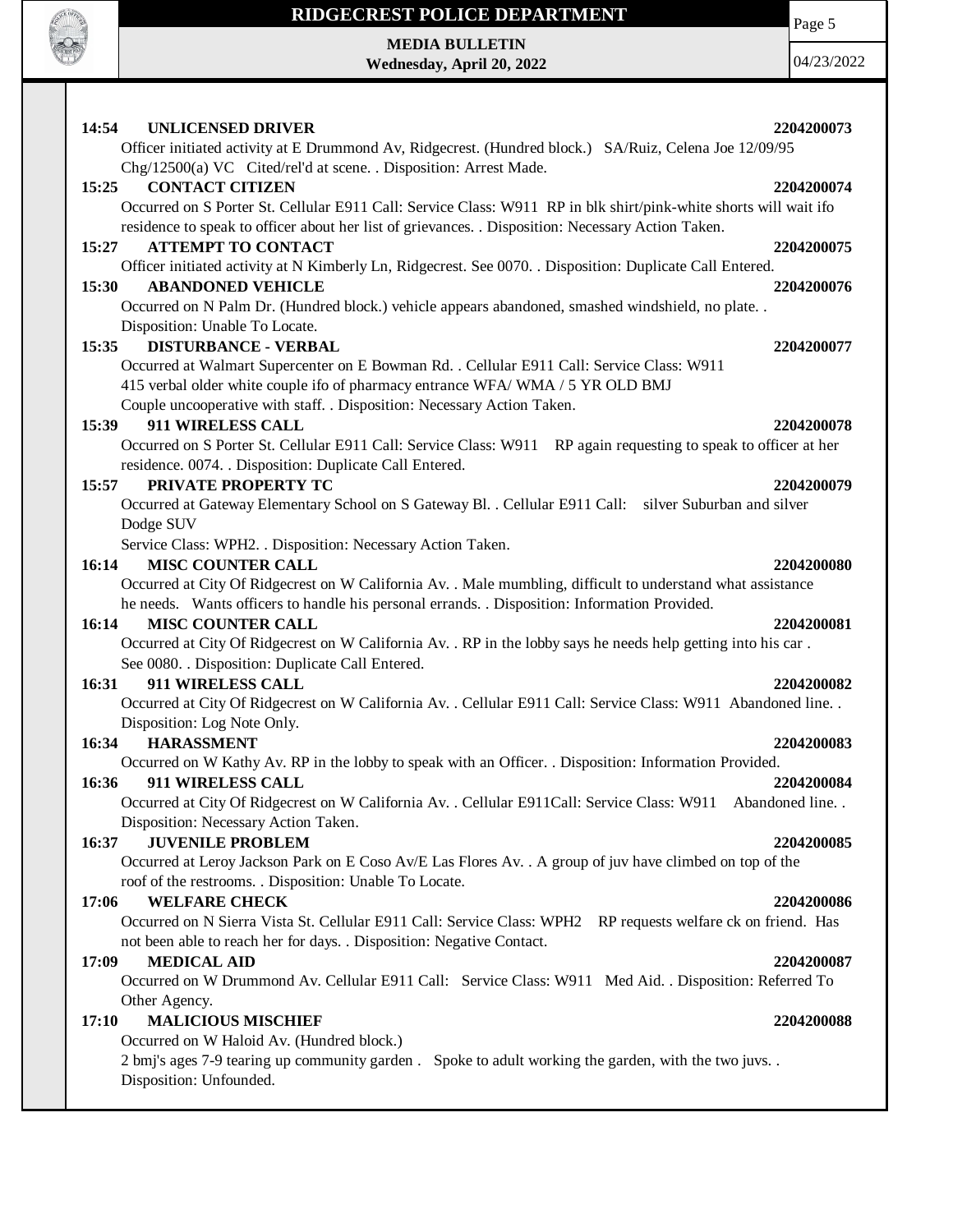**14:54 UNLICENSED DRIVER** **2204200073**

Officer initiated activity at E Drummond Av, Ridgecrest. (Hundred block.) SA/Ruiz, Celena Joe 12/09/95 Chg/12500(a) VC Cited/rel'd at scene. . Disposition: Arrest Made.

**15:25 CONTACT CITIZEN** **2204200074**

Occurred on S Porter St. Cellular E911 Call: Service Class: W911 RP in blk shirt/pink-white shorts will wait ifo residence to speak to officer about her list of grievances. . Disposition: Necessary Action Taken.

**15:27 ATTEMPT TO CONTACT** **2204200075**

Officer initiated activity at N Kimberly Ln, Ridgecrest. See 0070. . Disposition: Duplicate Call Entered.

**15:30 ABANDONED VEHICLE** **2204200076**

Occurred on N Palm Dr. (Hundred block.) vehicle appears abandoned, smashed windshield, no plate. . Disposition: Unable To Locate.

**15:35 DISTURBANCE - VERBAL** **2204200077**

Occurred at Walmart Supercenter on E Bowman Rd. . Cellular E911 Call: Service Class: W911
415 verbal older white couple ifo of pharmacy entrance WFA/ WMA / 5 YR OLD BMJ
Couple uncooperative with staff. . Disposition: Necessary Action Taken.

**15:39 911 WIRELESS CALL** **2204200078**

Occurred on S Porter St. Cellular E911 Call: Service Class: W911 RP again requesting to speak to officer at her residence. 0074. . Disposition: Duplicate Call Entered.

**15:57 PRIVATE PROPERTY TC** **2204200079**

Occurred at Gateway Elementary School on S Gateway Bl. . Cellular E911 Call: silver Suburban and silver Dodge SUV
Service Class: WPH2. . Disposition: Necessary Action Taken.

**16:14 MISC COUNTER CALL** **2204200080**

Occurred at City Of Ridgecrest on W California Av. . Male mumbling, difficult to understand what assistance he needs. Wants officers to handle his personal errands. . Disposition: Information Provided.

**16:14 MISC COUNTER CALL** **2204200081**

Occurred at City Of Ridgecrest on W California Av. . RP in the lobby says he needs help getting into his car . See 0080. . Disposition: Duplicate Call Entered.

**16:31 911 WIRELESS CALL** **2204200082**

Occurred at City Of Ridgecrest on W California Av. . Cellular E911 Call: Service Class: W911 Abandoned line. . Disposition: Log Note Only.

**16:34 HARASSMENT** **2204200083**

Occurred on W Kathy Av. RP in the lobby to speak with an Officer. . Disposition: Information Provided.

**16:36 911 WIRELESS CALL** **2204200084**

Occurred at City Of Ridgecrest on W California Av. . Cellular E911Call: Service Class: W911 Abandoned line. . Disposition: Necessary Action Taken.

**16:37 JUVENILE PROBLEM** **2204200085**

Occurred at Leroy Jackson Park on E Coso Av/E Las Flores Av. . A group of juv have climbed on top of the roof of the restrooms. . Disposition: Unable To Locate.

**17:06 WELFARE CHECK** **2204200086**

Occurred on N Sierra Vista St. Cellular E911 Call: Service Class: WPH2 RP requests welfare ck on friend. Has not been able to reach her for days. . Disposition: Negative Contact.

**17:09 MEDICAL AID** **2204200087**

Occurred on W Drummond Av. Cellular E911 Call: Service Class: W911 Med Aid. . Disposition: Referred To Other Agency.

**17:10 MALICIOUS MISCHIEF** **2204200088**

Occurred on W Haloid Av. (Hundred block.)
2 bmj's ages 7-9 tearing up community garden . Spoke to adult working the garden, with the two juvs. . Disposition: Unfounded.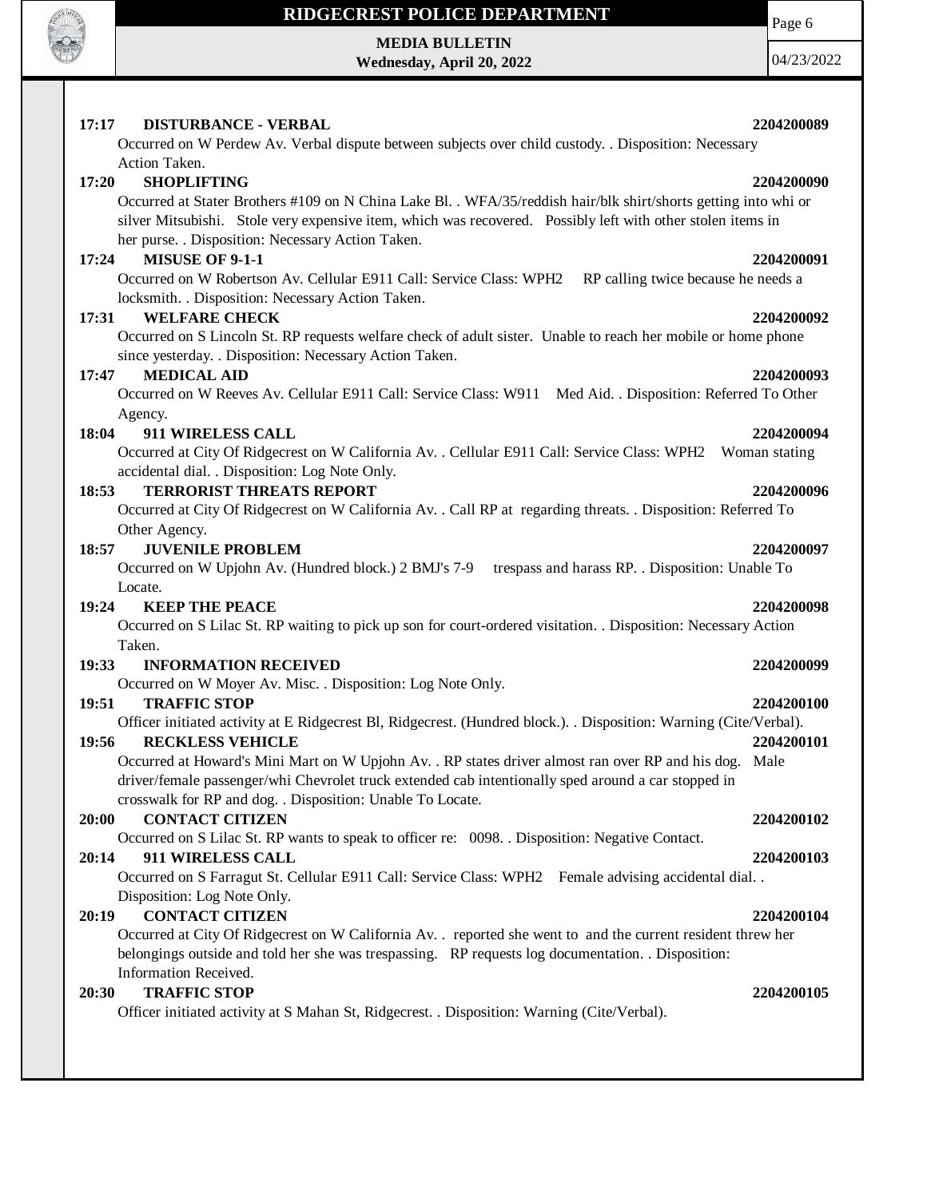**17:17 DISTURBANCE - VERBAL** **2204200089**

Occurred on W Perdew Av. Verbal dispute between subjects over child custody. . Disposition: Necessary Action Taken.

**17:20 SHOPLIFTING** **2204200090**

Occurred at Stater Brothers #109 on N China Lake Bl. . WFA/35/reddish hair/blk shirt/shorts getting into whi or silver Mitsubishi. Stole very expensive item, which was recovered. Possibly left with other stolen items in her purse. . Disposition: Necessary Action Taken.

**17:24 MISUSE OF 9-1-1** **2204200091**

Occurred on W Robertson Av. Cellular E911 Call: Service Class: WPH2 RP calling twice because he needs a locksmith. . Disposition: Necessary Action Taken.

**17:31 WELFARE CHECK** **2204200092**

Occurred on S Lincoln St. RP requests welfare check of adult sister. Unable to reach her mobile or home phone since yesterday. . Disposition: Necessary Action Taken.

**17:47 MEDICAL AID** **2204200093**

Occurred on W Reeves Av. Cellular E911 Call: Service Class: W911 Med Aid. . Disposition: Referred To Other Agency.

**18:04 911 WIRELESS CALL** **2204200094**

Occurred at City Of Ridgecrest on W California Av. . Cellular E911 Call: Service Class: WPH2 Woman stating accidental dial. . Disposition: Log Note Only.

**18:53 TERRORIST THREATS REPORT** **2204200096**

Occurred at City Of Ridgecrest on W California Av. . Call RP at regarding threats. . Disposition: Referred To Other Agency.

**18:57 JUVENILE PROBLEM** **2204200097**

Occurred on W Upjohn Av. (Hundred block.) 2 BMJ's 7-9 trespass and harass RP. . Disposition: Unable To Locate.

**19:24 KEEP THE PEACE** **2204200098**

Occurred on S Lilac St. RP waiting to pick up son for court-ordered visitation. . Disposition: Necessary Action Taken.

**19:33 INFORMATION RECEIVED** **2204200099**

Occurred on W Moyer Av. Misc. . Disposition: Log Note Only.

**19:51 TRAFFIC STOP** **2204200100**

Officer initiated activity at E Ridgecrest Bl, Ridgecrest. (Hundred block.). . Disposition: Warning (Cite/Verbal).

**19:56 RECKLESS VEHICLE** **2204200101**

Occurred at Howard's Mini Mart on W Upjohn Av. . RP states driver almost ran over RP and his dog. Male driver/female passenger/whi Chevrolet truck extended cab intentionally sped around a car stopped in crosswalk for RP and dog. . Disposition: Unable To Locate.

**20:00 CONTACT CITIZEN** **2204200102**

Occurred on S Lilac St. RP wants to speak to officer re: 0098. . Disposition: Negative Contact.

**20:14 911 WIRELESS CALL** **2204200103**

Occurred on S Farragut St. Cellular E911 Call: Service Class: WPH2 Female advising accidental dial. . Disposition: Log Note Only.

**20:19 CONTACT CITIZEN** **2204200104**

Occurred at City Of Ridgecrest on W California Av. . reported she went to and the current resident threw her belongings outside and told her she was trespassing. RP requests log documentation. . Disposition: Information Received.

**20:30 TRAFFIC STOP** **2204200105**

Officer initiated activity at S Mahan St, Ridgecrest. . Disposition: Warning (Cite/Verbal).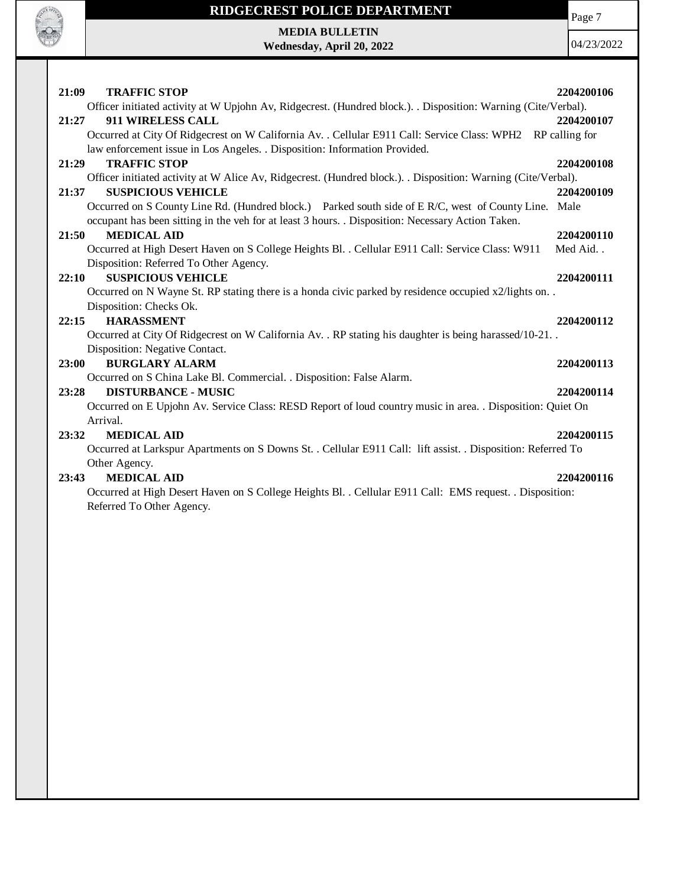**21:09 TRAFFIC STOP** **2204200106**

Officer initiated activity at W Upjohn Av, Ridgecrest. (Hundred block.). . Disposition: Warning (Cite/Verbal).

**21:27 911 WIRELESS CALL** **2204200107**

Occurred at City Of Ridgecrest on W California Av. . Cellular E911 Call: Service Class: WPH2 RP calling for law enforcement issue in Los Angeles. . Disposition: Information Provided.

**21:29 TRAFFIC STOP** **2204200108**

Officer initiated activity at W Alice Av, Ridgecrest. (Hundred block.). . Disposition: Warning (Cite/Verbal).

**21:37 SUSPICIOUS VEHICLE** **2204200109**

Occurred on S County Line Rd. (Hundred block.) Parked south side of E R/C, west of County Line. Male occupant has been sitting in the veh for at least 3 hours. . Disposition: Necessary Action Taken.

**21:50 MEDICAL AID** **2204200110**

Occurred at High Desert Haven on S College Heights Bl. . Cellular E911 Call: Service Class: W911 Med Aid. . Disposition: Referred To Other Agency.

**22:10 SUSPICIOUS VEHICLE** **2204200111**

Occurred on N Wayne St. RP stating there is a honda civic parked by residence occupied x2/lights on. . Disposition: Checks Ok.

**22:15 HARASSMENT** **2204200112**

Occurred at City Of Ridgecrest on W California Av. . RP stating his daughter is being harassed/10-21. . Disposition: Negative Contact.

**23:00 BURGLARY ALARM** **2204200113**

Occurred on S China Lake Bl. Commercial. . Disposition: False Alarm.

**23:28 DISTURBANCE - MUSIC** **2204200114**

Occurred on E Upjohn Av. Service Class: RESD Report of loud country music in area. . Disposition: Quiet On Arrival.

**23:32 MEDICAL AID** **2204200115**

Occurred at Larkspur Apartments on S Downs St. . Cellular E911 Call: lift assist. . Disposition: Referred To Other Agency.

**23:43 MEDICAL AID** **2204200116**

Occurred at High Desert Haven on S College Heights Bl. . Cellular E911 Call: EMS request. . Disposition: Referred To Other Agency.